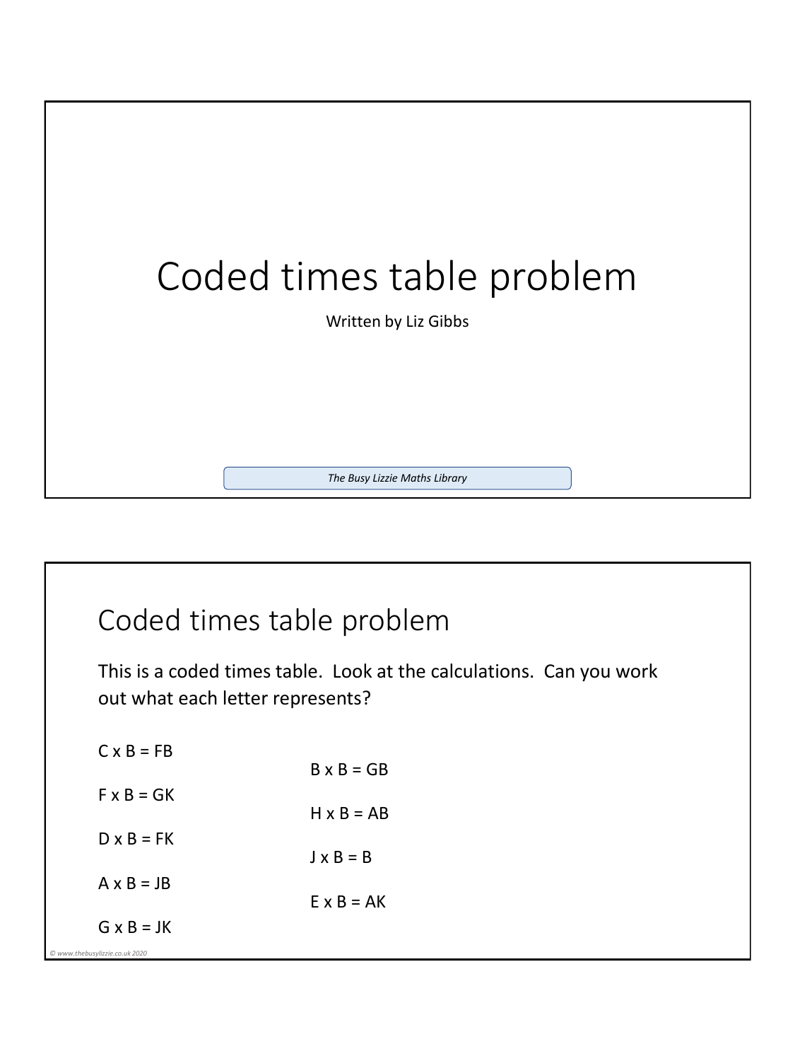# Coded times table problem

Written by Liz Gibbs

*The Busy Lizzie Maths Library*

## Coded times table problem

This is a coded times table. Look at the calculations. Can you work out what each letter represents?

C x B = FB

B x B = GB

F x B = GK

H x B = AB

D x B = FK

J x B = B

A x B = JB

E x B = AK

G x B = JK

*© www.thebusylizzie.co.uk 2020*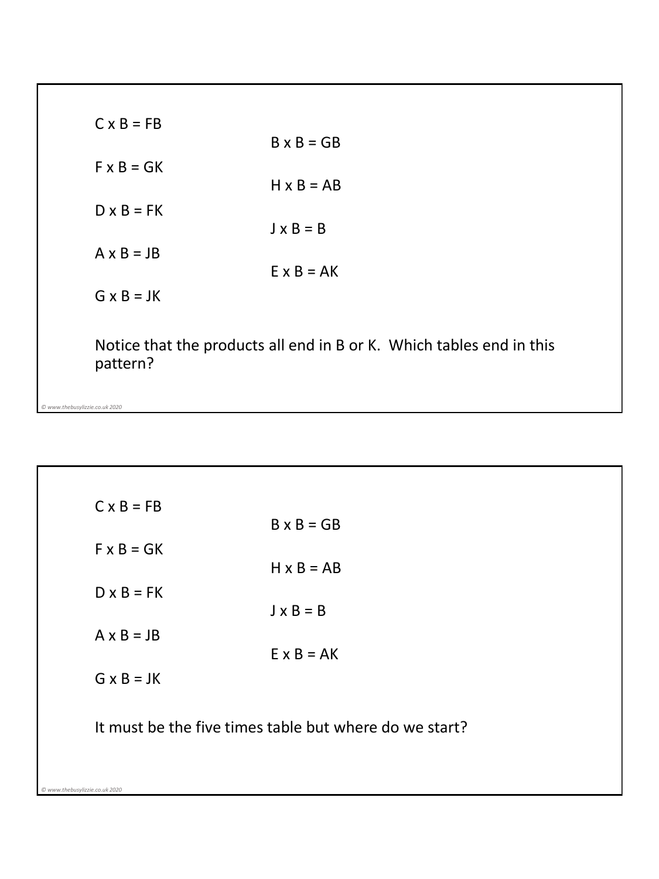C x B = FB

B x B = GB

F x B = GK

H x B = AB

D x B = FK

J x B = B

A x B = JB

E x B = AK

G x B = JK

Notice that the products all end in B or K. Which tables end in this pattern?

C x B = FB

B x B = GB

F x B = GK

H x B = AB

D x B = FK

J x B = B

A x B = JB

E x B = AK

G x B = JK

It must be the five times table but where do we start?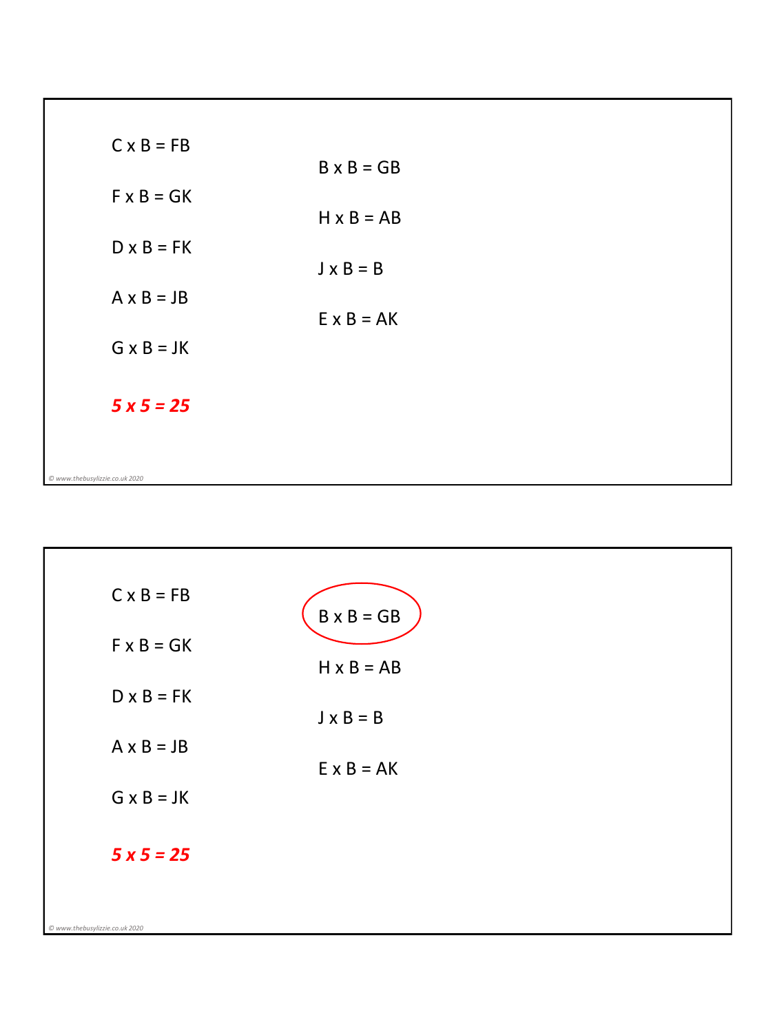C x B = FB

B x B = GB

F x B = GK

H x B = AB

D x B = FK

J x B = B

A x B = JB

E x B = AK

G x B = JK

***5 x 5 = 25***

© www.thebusylizzie.co.uk 2020

---

C x B = FB

B x B = GB

F x B = GK

H x B = AB

D x B = FK

J x B = B

A x B = JB

E x B = AK

G x B = JK

***5 x 5 = 25***

© www.thebusylizzie.co.uk 2020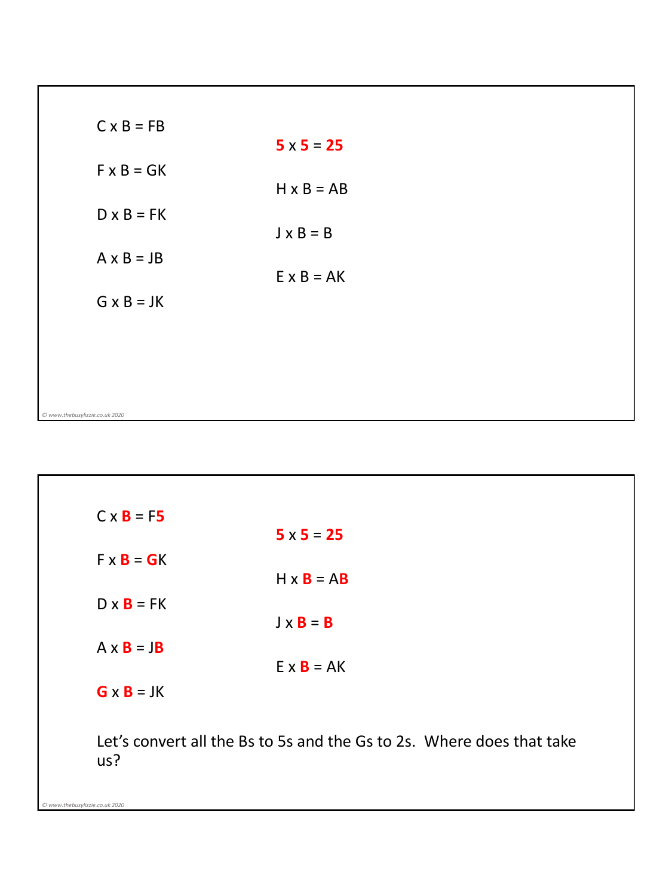C x B = FB

**5** x **5** = **25**

F x B = GK

H x B = AB

D x B = FK

J x B = B

A x B = JB

E x B = AK

G x B = JK

C x **B** = F**5**

**5** x **5** = **25**

F x **B** = **G**K

H x **B** = A**B**

D x **B** = FK

J x **B** = **B**

A x **B** = J**B**

E x **B** = AK

**G** x **B** = JK

Let's convert all the Bs to 5s and the Gs to 2s. Where does that take us?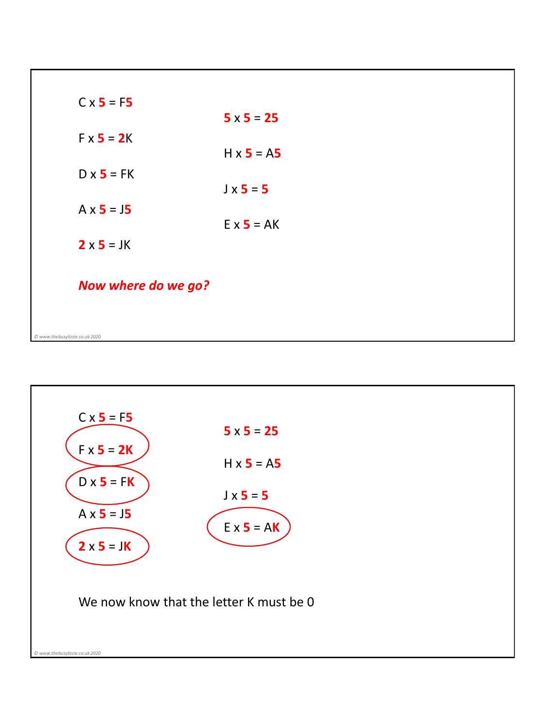C x **5** = F**5**

F x **5** = **2**K

D x **5** = FK

A x **5** = J**5**

**2** x **5** = JK

**5** x **5** = **25**

H x **5** = A**5**

J x **5** = **5**

E x **5** = AK

***Now where do we go?***

---

C x **5** = F**5**

F x **5** = **2K**

D x **5** = F**K**

A x **5** = J**5**

**2** x **5** = J**K**

**5** x **5** = **25**

H x **5** = A**5**

J x **5** = **5**

E x **5** = A**K**

We now know that the letter K must be 0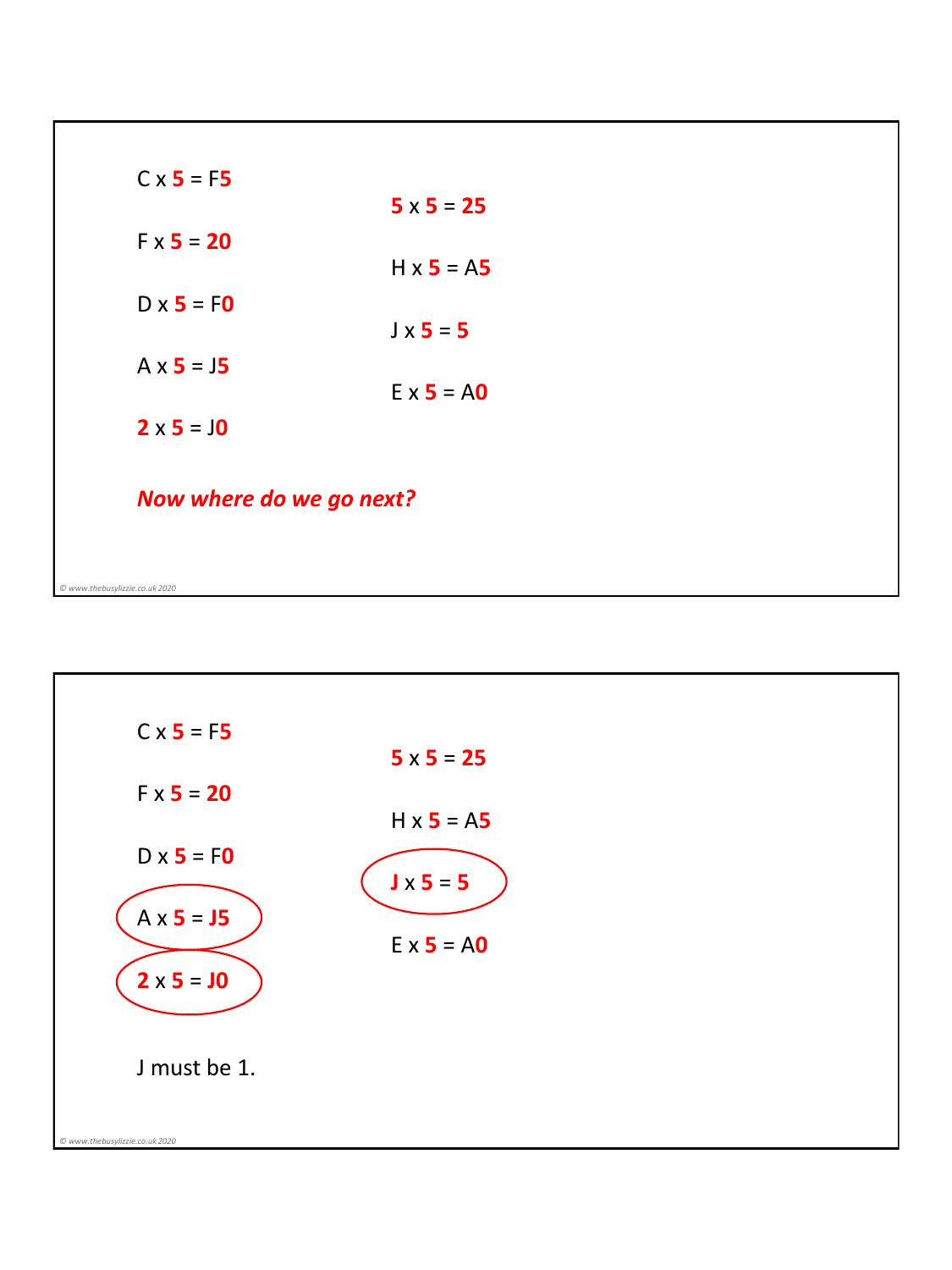C x **5** = F**5**

F x **5** = **20**

D x **5** = F**0**

A x **5** = J**5**

**2** x **5** = J**0**

**5** x **5** = **25**

H x **5** = A**5**

J x **5** = **5**

E x **5** = A**0**

***Now where do we go next?***

---

C x **5** = F**5**

F x **5** = **20**

D x **5** = F**0**

A x **5** = **J5**

**2** x **5** = **J0**

**5** x **5** = **25**

H x **5** = A**5**

**J** x **5** = **5**

E x **5** = A**0**

J must be 1.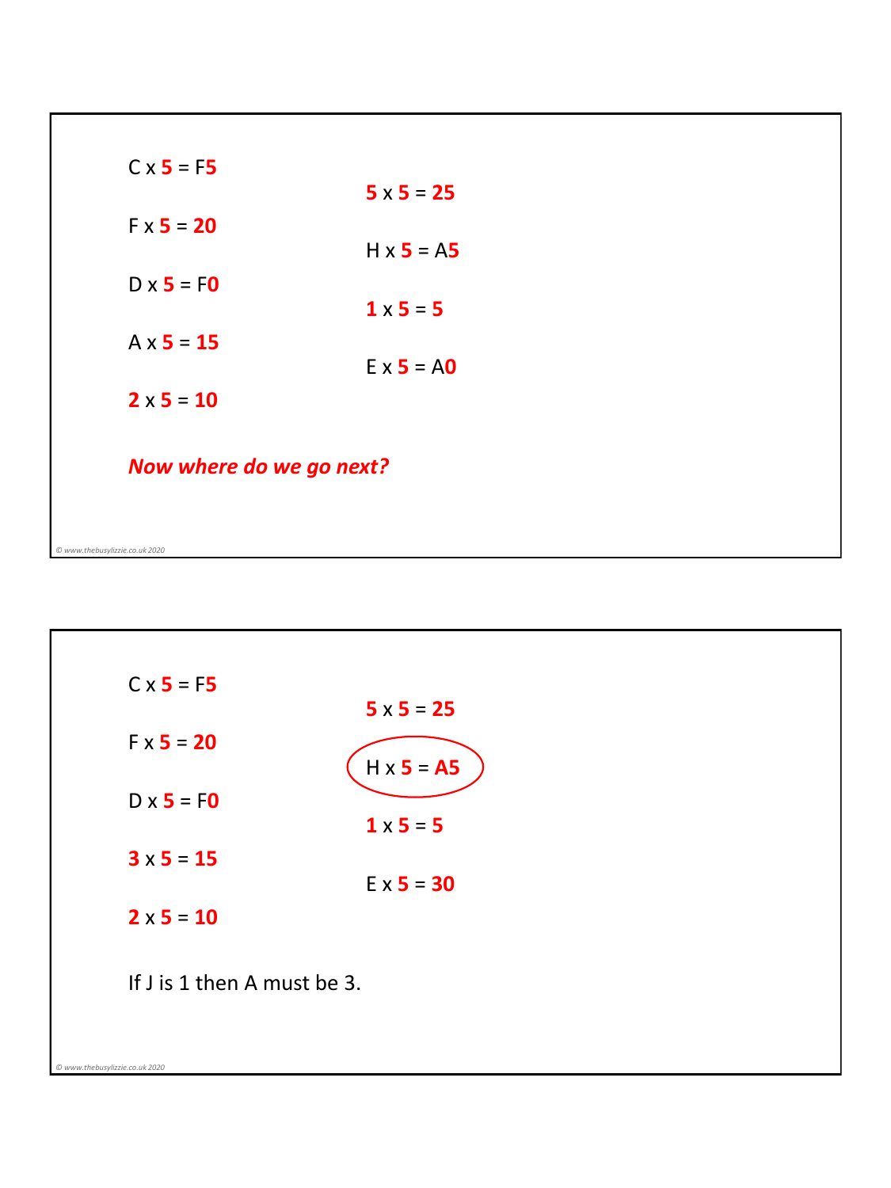C x **5** = F**5**

F x **5** = **20**

D x **5** = F**0**

A x **5** = **15**

**2** x **5** = **10**

**5** x **5** = **25**

H x **5** = A**5**

**1** x **5** = **5**

E x **5** = A**0**

***Now where do we go next?***

---

C x **5** = F**5**

F x **5** = **20**

D x **5** = F**0**

**3** x **5** = **15**

**2** x **5** = **10**

**5** x **5** = **25**

H x **5** = **A5**

**1** x **5** = **5**

E x **5** = **30**

If J is 1 then A must be 3.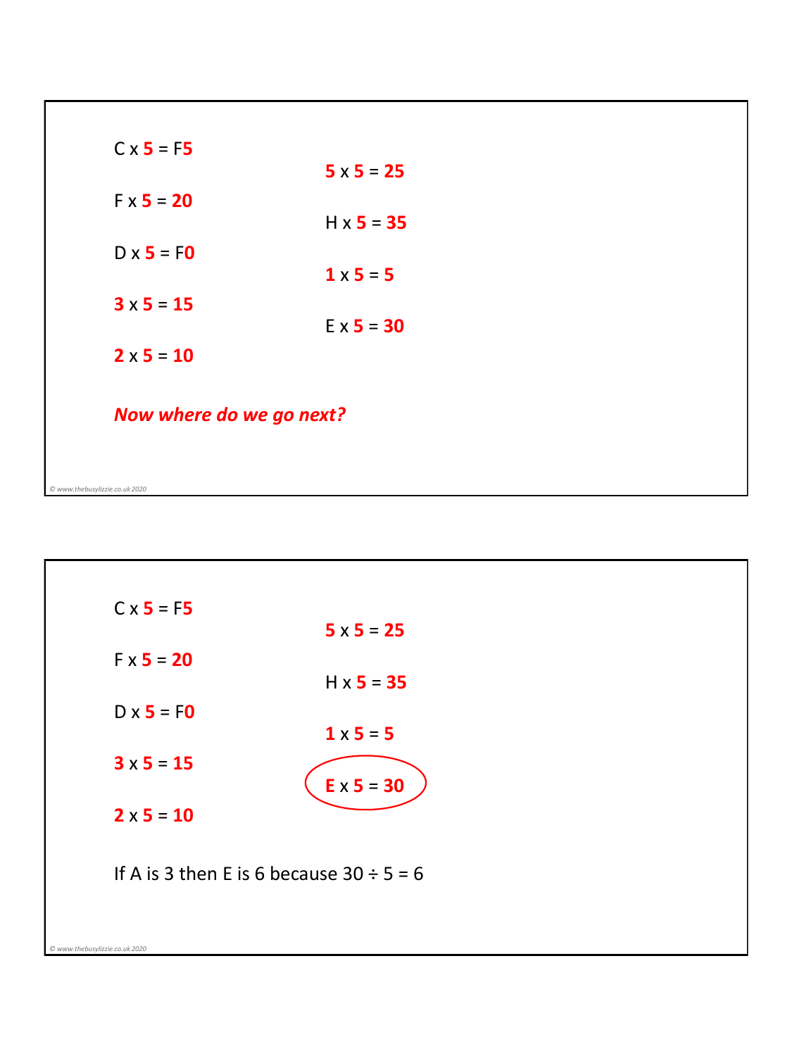C x **5** = F**5**

**5** x **5** = **25**

F x **5** = **20**

H x **5** = **35**

D x **5** = F**0**

**1** x **5** = **5**

**3** x **5** = **15**

E x **5** = **30**

**2** x **5** = **10**

***Now where do we go next?***

---

C x **5** = F**5**

**5** x **5** = **25**

F x **5** = **20**

H x **5** = **35**

D x **5** = F**0**

**1** x **5** = **5**

**3** x **5** = **15**

**E** x **5** = **30**

**2** x **5** = **10**

If A is 3 then E is 6 because 30 ÷ 5 = 6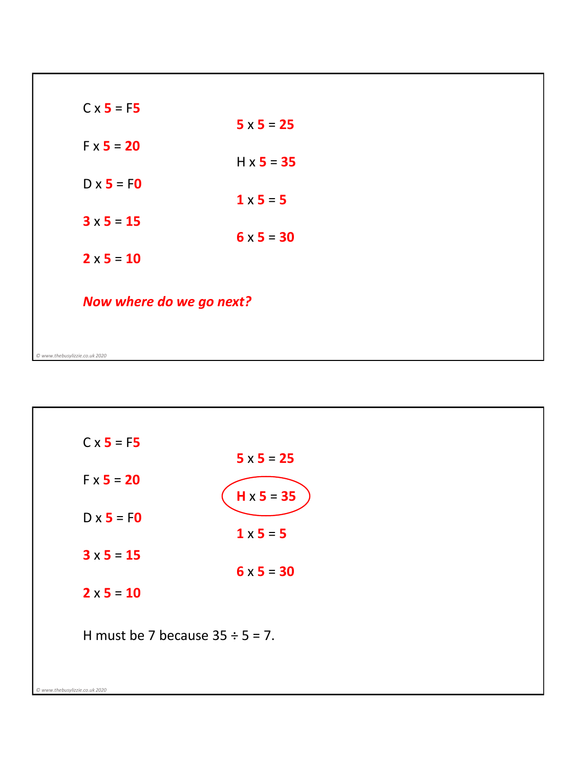C x 5 = F5

F x 5 = 20

D x 5 = F0

3 x 5 = 15

2 x 5 = 10

5 x 5 = 25

H x 5 = 35

1 x 5 = 5

6 x 5 = 30

***Now where do we go next?***

---

C x 5 = F5

F x 5 = 20

D x 5 = F0

3 x 5 = 15

2 x 5 = 10

5 x 5 = 25

**H x 5 = 35**

1 x 5 = 5

6 x 5 = 30

H must be 7 because 35 ÷ 5 = 7.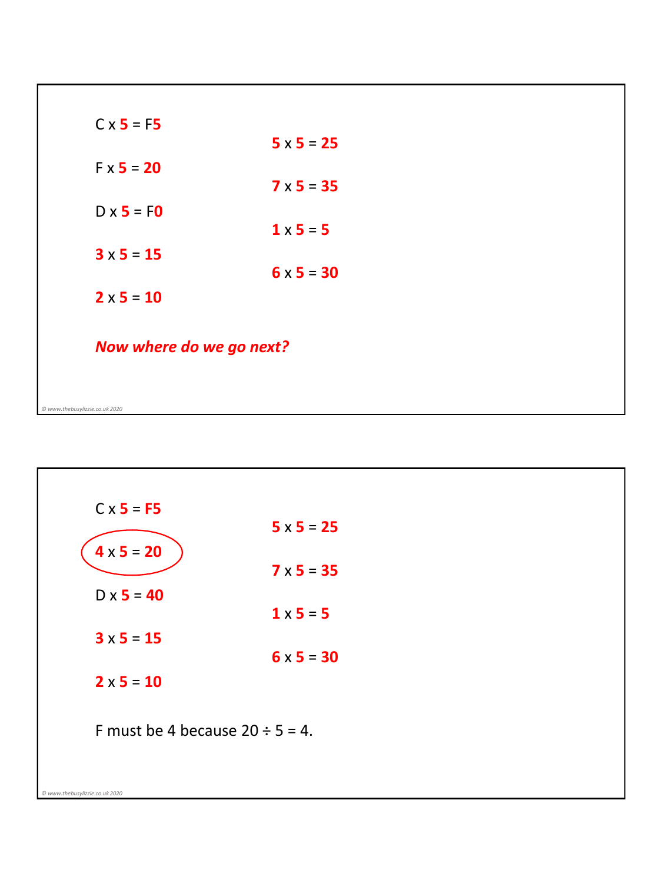C x **5** = F**5**

F x **5** = **20**

D x **5** = F**0**

**3** x **5** = **15**

**2** x **5** = **10**

**5** x **5** = **25**

**7** x **5** = **35**

**1** x **5** = **5**

**6** x **5** = **30**

***Now where do we go next?***

---

C x **5** = **F5**

**4** x **5** = **20**

D x **5** = **40**

**3** x **5** = **15**

**2** x **5** = **10**

**5** x **5** = **25**

**7** x **5** = **35**

**1** x **5** = **5**

**6** x **5** = **30**

F must be 4 because 20 ÷ 5 = 4.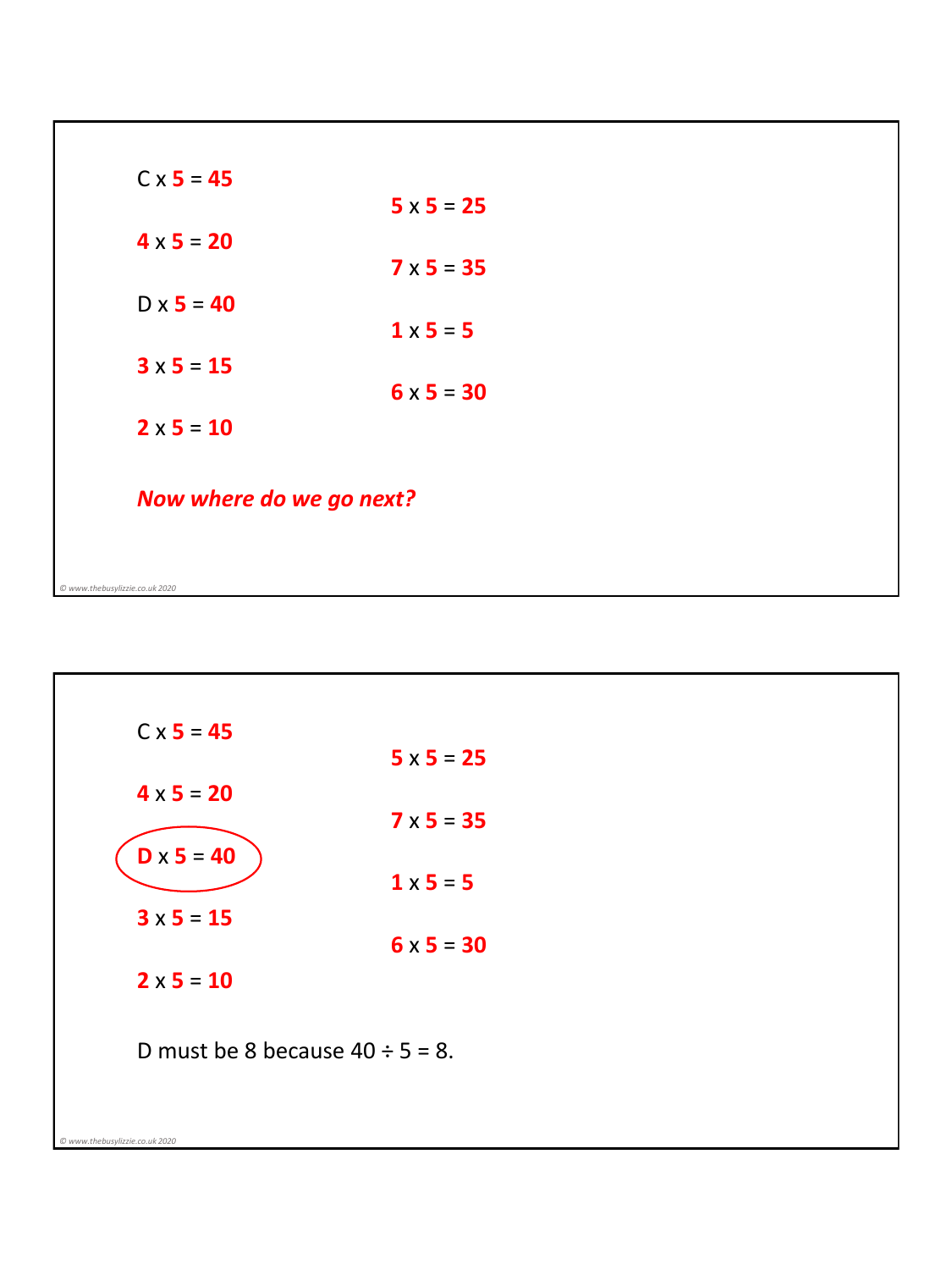$C \times 5 = 45$

$4 \times 5 = 20$

$D \times 5 = 40$

$3 \times 5 = 15$

$2 \times 5 = 10$

$5 \times 5 = 25$

$7 \times 5 = 35$

$1 \times 5 = 5$

$6 \times 5 = 30$

***Now where do we go next?***

© www.thebusylizzie.co.uk 2020

---

$C \times 5 = 45$

$4 \times 5 = 20$

$D \times 5 = 40$

$3 \times 5 = 15$

$2 \times 5 = 10$

$5 \times 5 = 25$

$7 \times 5 = 35$

$1 \times 5 = 5$

$6 \times 5 = 30$

D must be 8 because $40 \div 5 = 8$.

© www.thebusylizzie.co.uk 2020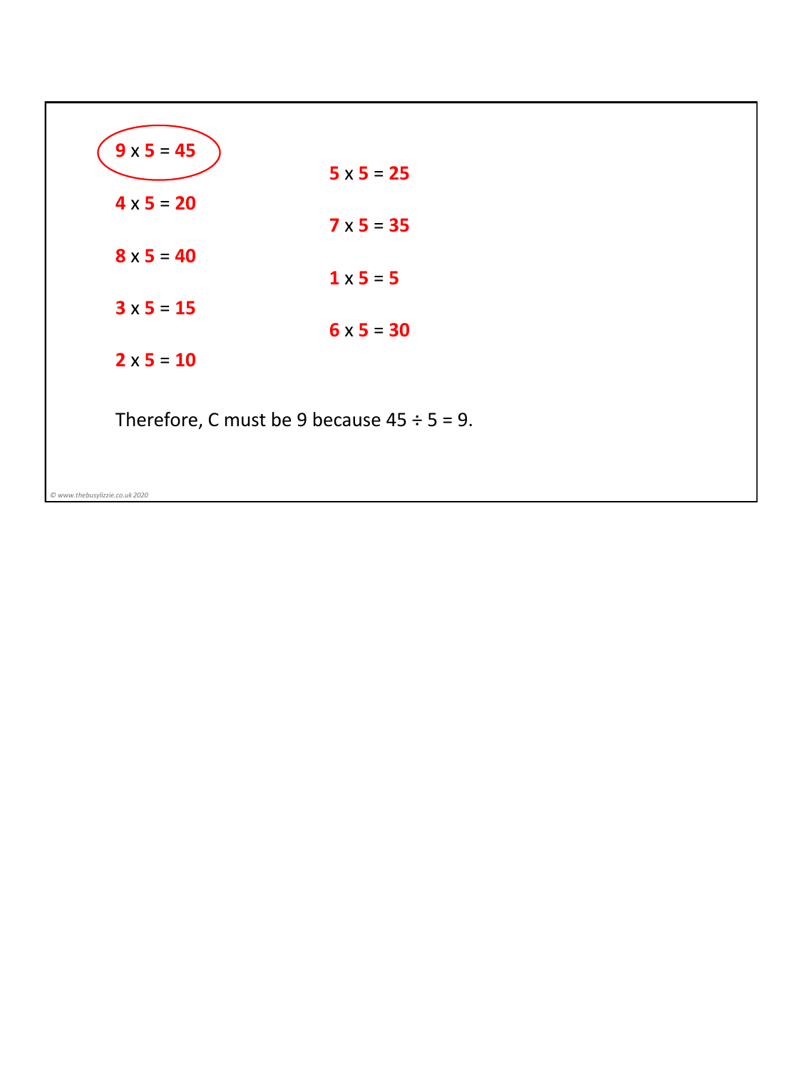**9** x **5** = **45**

**5** x **5** = **25**

**4** x **5** = **20**

**7** x **5** = **35**

**8** x **5** = **40**

**1** x **5** = **5**

**3** x **5** = **15**

**6** x **5** = **30**

**2** x **5** = **10**

Therefore, C must be 9 because 45 ÷ 5 = 9.

*© www.thebusylizzie.co.uk 2020*